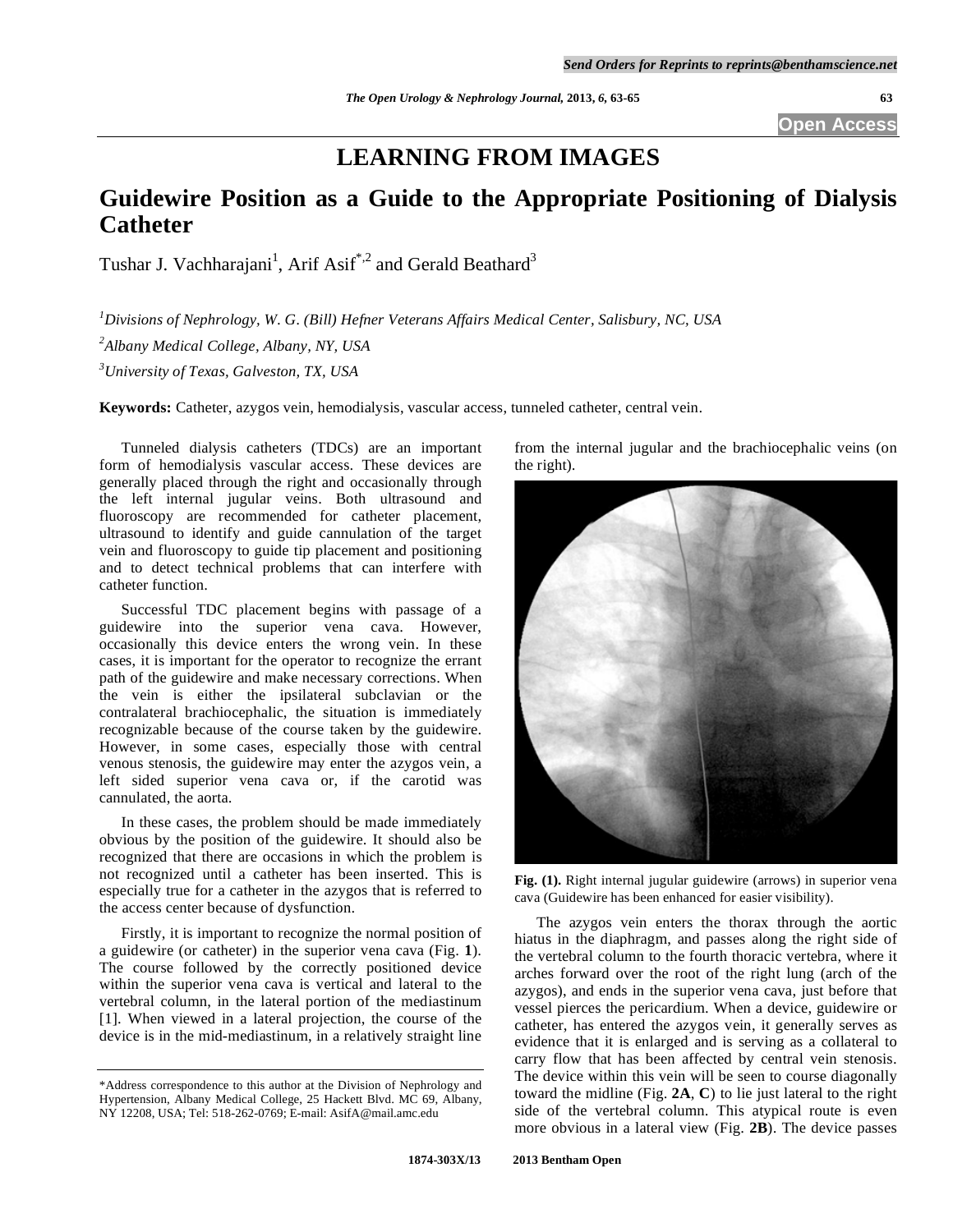# LEARNING FROM IMAGES

## Guidewire Position as a Guide to the Appropriate Positioning of Dialysis Catheter

Tushar J. Vachharajani[1], Arif Asif[*,2] and Gerald Beathard[3]

[1]*Divisions of Nephrology, W. G. (Bill) Hefner Veterans Affairs Medical Center, Salisbury, NC, USA*

[2]*Albany Medical College, Albany, NY, USA*

[3]*University of Texas, Galveston, TX, USA*

**Keywords:** Catheter, azygos vein, hemodialysis, vascular access, tunneled catheter, central vein.

Tunneled dialysis catheters (TDCs) are an important form of hemodialysis vascular access. These devices are generally placed through the right and occasionally through the left internal jugular veins. Both ultrasound and fluoroscopy are recommended for catheter placement, ultrasound to identify and guide cannulation of the target vein and fluoroscopy to guide tip placement and positioning and to detect technical problems that can interfere with catheter function.

Successful TDC placement begins with passage of a guidewire into the superior vena cava. However, occasionally this device enters the wrong vein. In these cases, it is important for the operator to recognize the errant path of the guidewire and make necessary corrections. When the vein is either the ipsilateral subclavian or the contralateral brachiocephalic, the situation is immediately recognizable because of the course taken by the guidewire. However, in some cases, especially those with central venous stenosis, the guidewire may enter the azygos vein, a left sided superior vena cava or, if the carotid was cannulated, the aorta.

In these cases, the problem should be made immediately obvious by the position of the guidewire. It should also be recognized that there are occasions in which the problem is not recognized until a catheter has been inserted. This is especially true for a catheter in the azygos that is referred to the access center because of dysfunction.

Firstly, it is important to recognize the normal position of a guidewire (or catheter) in the superior vena cava (Fig. **1**). The course followed by the correctly positioned device within the superior vena cava is vertical and lateral to the vertebral column, in the lateral portion of the mediastinum [1]. When viewed in a lateral projection, the course of the device is in the mid-mediastinum, in a relatively straight line from the internal jugular and the brachiocephalic veins (on the right).

**Fig. (1).** Right internal jugular guidewire (arrows) in superior vena cava (Guidewire has been enhanced for easier visibility).

The azygos vein enters the thorax through the aortic hiatus in the diaphragm, and passes along the right side of the vertebral column to the fourth thoracic vertebra, where it arches forward over the root of the right lung (arch of the azygos), and ends in the superior vena cava, just before that vessel pierces the pericardium. When a device, guidewire or catheter, has entered the azygos vein, it generally serves as evidence that it is enlarged and is serving as a collateral to carry flow that has been affected by central vein stenosis. The device within this vein will be seen to course diagonally toward the midline (Fig. **2A**, **C**) to lie just lateral to the right side of the vertebral column. This atypical route is even more obvious in a lateral view (Fig. **2B**). The device passes

*Address correspondence to this author at the Division of Nephrology and Hypertension, Albany Medical College, 25 Hackett Blvd. MC 69, Albany, NY 12208, USA; Tel: 518-262-0769; E-mail: AsifA@mail.amc.edu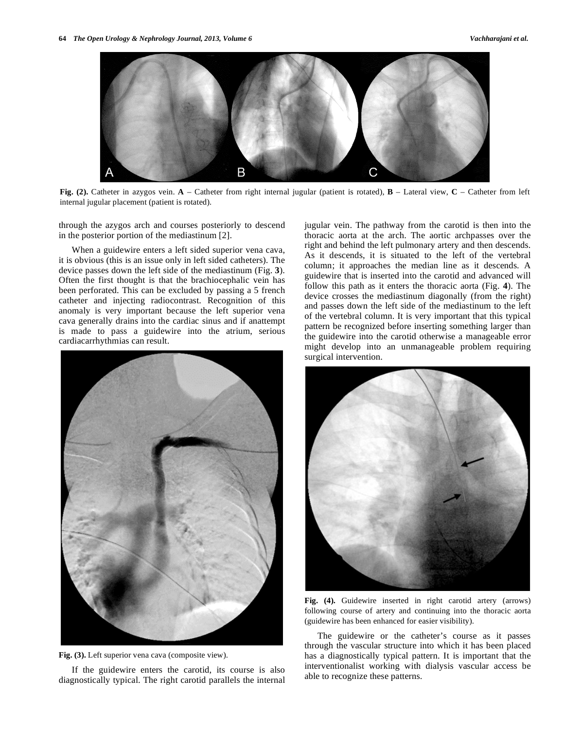Fig. (2). Catheter in azygos vein. **A** – Catheter from right internal jugular (patient is rotated), **B** – Lateral view, **C** – Catheter from left internal jugular placement (patient is rotated).

through the azygos arch and courses posteriorly to descend in the posterior portion of the mediastinum [2].

When a guidewire enters a left sided superior vena cava, it is obvious (this is an issue only in left sided catheters). The device passes down the left side of the mediastinum (Fig. **3**). Often the first thought is that the brachiocephalic vein has been perforated. This can be excluded by passing a 5 french catheter and injecting radiocontrast. Recognition of this anomaly is very important because the left superior vena cava generally drains into the cardiac sinus and if anattempt is made to pass a guidewire into the atrium, serious cardiacarrhythmias can result.

**Fig. (3).** Left superior vena cava (composite view).

If the guidewire enters the carotid, its course is also diagnostically typical. The right carotid parallels the internal jugular vein. The pathway from the carotid is then into the thoracic aorta at the arch. The aortic archpasses over the right and behind the left pulmonary artery and then descends. As it descends, it is situated to the left of the vertebral column; it approaches the median line as it descends. A guidewire that is inserted into the carotid and advanced will follow this path as it enters the thoracic aorta (Fig. **4**). The device crosses the mediastinum diagonally (from the right) and passes down the left side of the mediastinum to the left of the vertebral column. It is very important that this typical pattern be recognized before inserting something larger than the guidewire into the carotid otherwise a manageable error might develop into an unmanageable problem requiring surgical intervention.

**Fig. (4).** Guidewire inserted in right carotid artery (arrows) following course of artery and continuing into the thoracic aorta (guidewire has been enhanced for easier visibility).

The guidewire or the catheter's course as it passes through the vascular structure into which it has been placed has a diagnostically typical pattern. It is important that the interventionalist working with dialysis vascular access be able to recognize these patterns.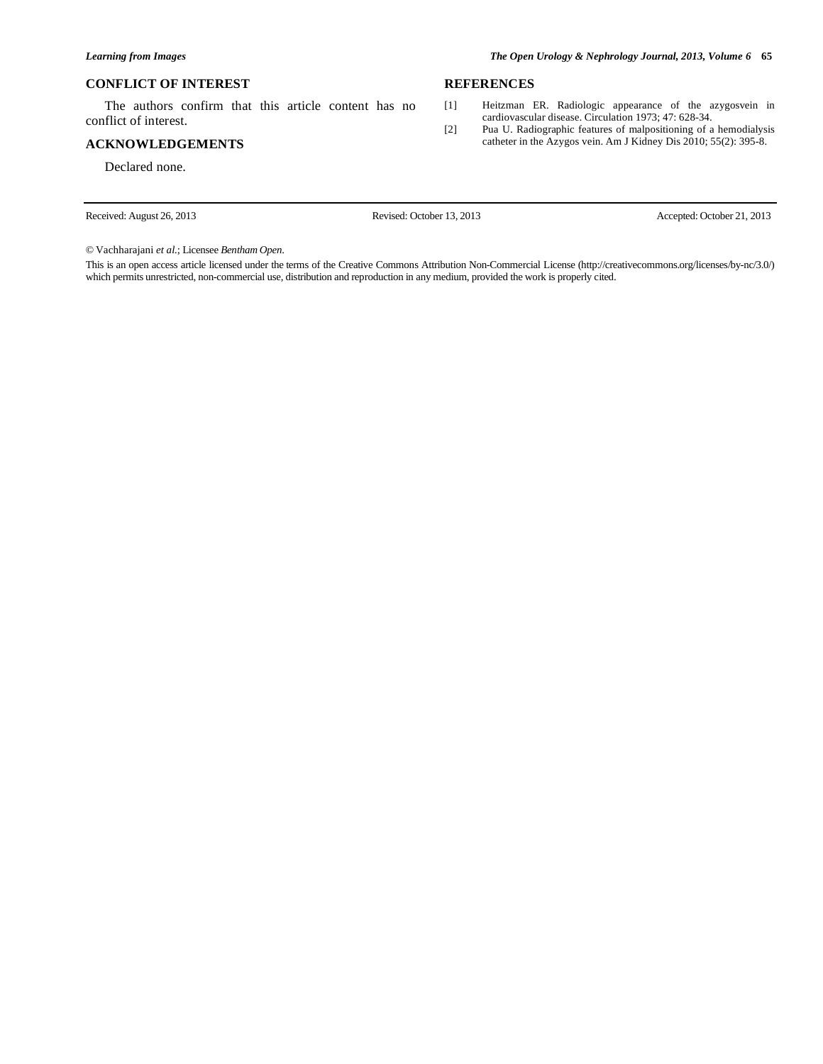## CONFLICT OF INTEREST

The authors confirm that this article content has no conflict of interest.

## ACKNOWLEDGEMENTS

Declared none.

## REFERENCES

[1] Heitzman ER. Radiologic appearance of the azygosvein in cardiovascular disease. Circulation 1973; 47: 628-34.

[2] Pua U. Radiographic features of malpositioning of a hemodialysis catheter in the Azygos vein. Am J Kidney Dis 2010; 55(2): 395-8.

Received: August 26, 2013 Revised: October 13, 2013 Accepted: October 21, 2013

© Vachharajani *et al.*; Licensee *Bentham Open*.

This is an open access article licensed under the terms of the Creative Commons Attribution Non-Commercial License (http://creativecommons.org/licenses/by-nc/3.0/) which permits unrestricted, non-commercial use, distribution and reproduction in any medium, provided the work is properly cited.